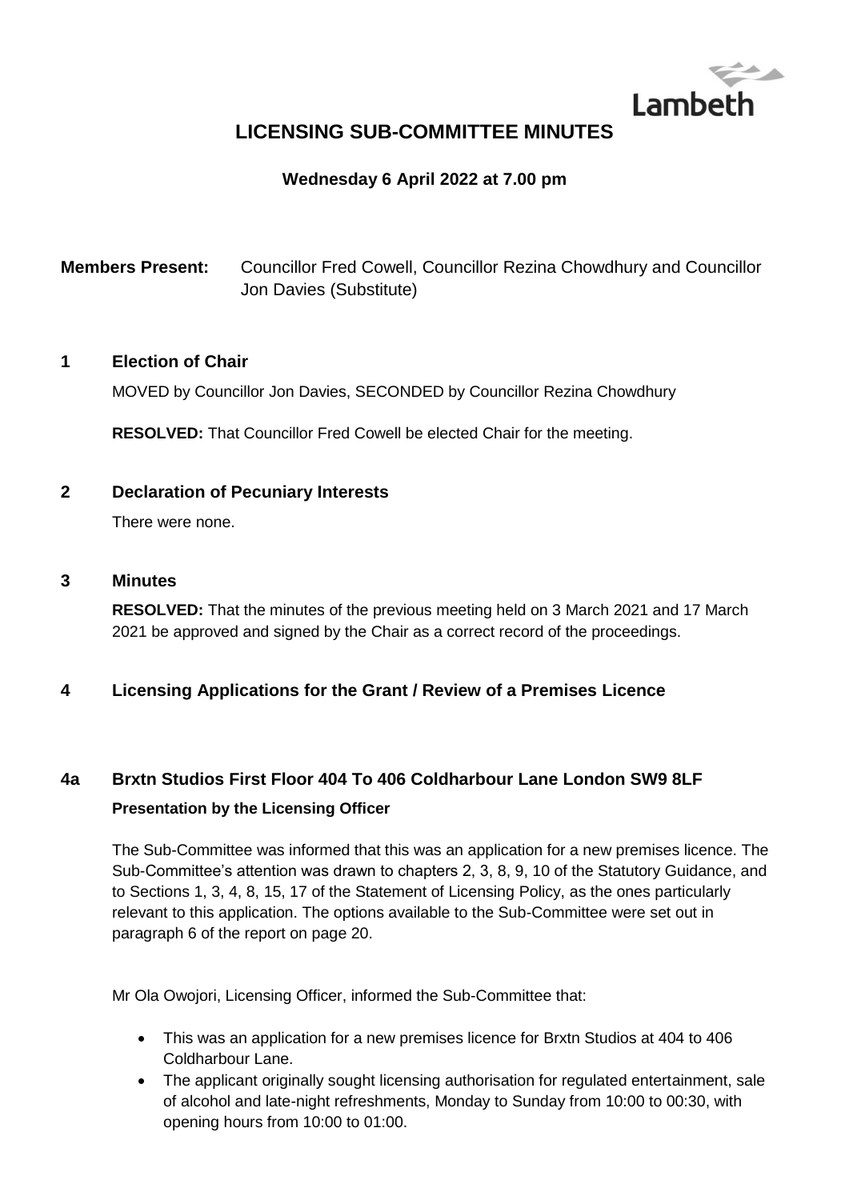Lambeth

# LICENSING SUB-COMMITTEE MINUTES

**Wednesday 6 April 2022 at 7.00 pm**

**Members Present:** Councillor Fred Cowell, Councillor Rezina Chowdhury and Councillor Jon Davies (Substitute)

## 1 Election of Chair

MOVED by Councillor Jon Davies, SECONDED by Councillor Rezina Chowdhury

**RESOLVED:** That Councillor Fred Cowell be elected Chair for the meeting.

## 2 Declaration of Pecuniary Interests

There were none.

## 3 Minutes

**RESOLVED:** That the minutes of the previous meeting held on 3 March 2021 and 17 March 2021 be approved and signed by the Chair as a correct record of the proceedings.

## 4 Licensing Applications for the Grant / Review of a Premises Licence

### 4a Brxtn Studios First Floor 404 To 406 Coldharbour Lane London SW9 8LF

**Presentation by the Licensing Officer**

The Sub-Committee was informed that this was an application for a new premises licence. The Sub-Committee's attention was drawn to chapters 2, 3, 8, 9, 10 of the Statutory Guidance, and to Sections 1, 3, 4, 8, 15, 17 of the Statement of Licensing Policy, as the ones particularly relevant to this application. The options available to the Sub-Committee were set out in paragraph 6 of the report on page 20.

Mr Ola Owojori, Licensing Officer, informed the Sub-Committee that:

- This was an application for a new premises licence for Brxtn Studios at 404 to 406 Coldharbour Lane.
- The applicant originally sought licensing authorisation for regulated entertainment, sale of alcohol and late-night refreshments, Monday to Sunday from 10:00 to 00:30, with opening hours from 10:00 to 01:00.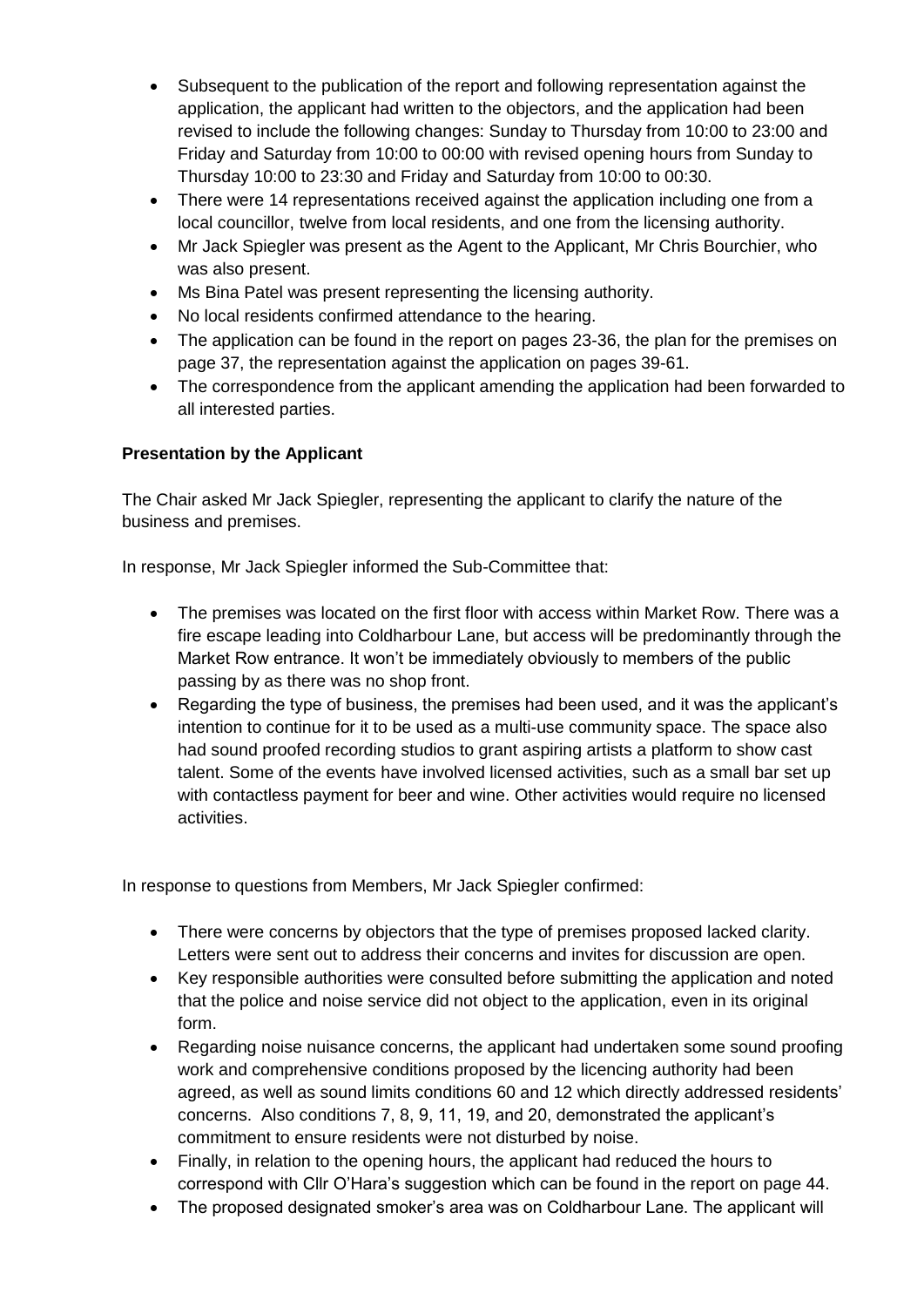- Subsequent to the publication of the report and following representation against the application, the applicant had written to the objectors, and the application had been revised to include the following changes: Sunday to Thursday from 10:00 to 23:00 and Friday and Saturday from 10:00 to 00:00 with revised opening hours from Sunday to Thursday 10:00 to 23:30 and Friday and Saturday from 10:00 to 00:30.
- There were 14 representations received against the application including one from a local councillor, twelve from local residents, and one from the licensing authority.
- Mr Jack Spiegler was present as the Agent to the Applicant, Mr Chris Bourchier, who was also present.
- Ms Bina Patel was present representing the licensing authority.
- No local residents confirmed attendance to the hearing.
- The application can be found in the report on pages 23-36, the plan for the premises on page 37, the representation against the application on pages 39-61.
- The correspondence from the applicant amending the application had been forwarded to all interested parties.

**Presentation by the Applicant**

The Chair asked Mr Jack Spiegler, representing the applicant to clarify the nature of the business and premises.

In response, Mr Jack Spiegler informed the Sub-Committee that:

- The premises was located on the first floor with access within Market Row. There was a fire escape leading into Coldharbour Lane, but access will be predominantly through the Market Row entrance. It won't be immediately obviously to members of the public passing by as there was no shop front.
- Regarding the type of business, the premises had been used, and it was the applicant's intention to continue for it to be used as a multi-use community space. The space also had sound proofed recording studios to grant aspiring artists a platform to show cast talent. Some of the events have involved licensed activities, such as a small bar set up with contactless payment for beer and wine. Other activities would require no licensed activities.

In response to questions from Members, Mr Jack Spiegler confirmed:

- There were concerns by objectors that the type of premises proposed lacked clarity. Letters were sent out to address their concerns and invites for discussion are open.
- Key responsible authorities were consulted before submitting the application and noted that the police and noise service did not object to the application, even in its original form.
- Regarding noise nuisance concerns, the applicant had undertaken some sound proofing work and comprehensive conditions proposed by the licencing authority had been agreed, as well as sound limits conditions 60 and 12 which directly addressed residents' concerns. Also conditions 7, 8, 9, 11, 19, and 20, demonstrated the applicant's commitment to ensure residents were not disturbed by noise.
- Finally, in relation to the opening hours, the applicant had reduced the hours to correspond with Cllr O'Hara's suggestion which can be found in the report on page 44.
- The proposed designated smoker's area was on Coldharbour Lane. The applicant will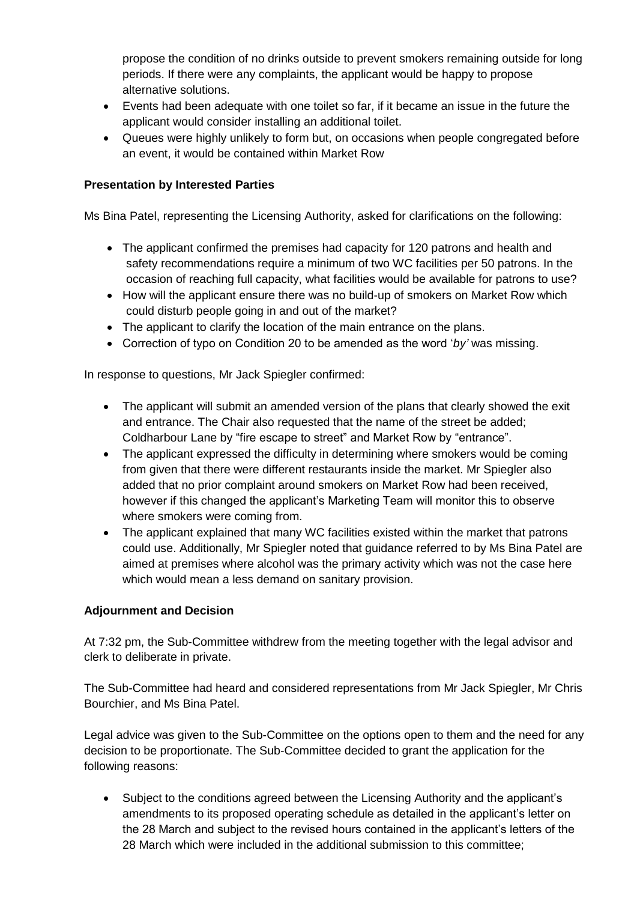propose the condition of no drinks outside to prevent smokers remaining outside for long periods. If there were any complaints, the applicant would be happy to propose alternative solutions.

- Events had been adequate with one toilet so far, if it became an issue in the future the applicant would consider installing an additional toilet.
- Queues were highly unlikely to form but, on occasions when people congregated before an event, it would be contained within Market Row

**Presentation by Interested Parties**

Ms Bina Patel, representing the Licensing Authority, asked for clarifications on the following:

- The applicant confirmed the premises had capacity for 120 patrons and health and safety recommendations require a minimum of two WC facilities per 50 patrons. In the occasion of reaching full capacity, what facilities would be available for patrons to use?
- How will the applicant ensure there was no build-up of smokers on Market Row which could disturb people going in and out of the market?
- The applicant to clarify the location of the main entrance on the plans.
- Correction of typo on Condition 20 to be amended as the word '*by'* was missing.

In response to questions, Mr Jack Spiegler confirmed:

- The applicant will submit an amended version of the plans that clearly showed the exit and entrance. The Chair also requested that the name of the street be added; Coldharbour Lane by "fire escape to street" and Market Row by "entrance".
- The applicant expressed the difficulty in determining where smokers would be coming from given that there were different restaurants inside the market. Mr Spiegler also added that no prior complaint around smokers on Market Row had been received, however if this changed the applicant's Marketing Team will monitor this to observe where smokers were coming from.
- The applicant explained that many WC facilities existed within the market that patrons could use. Additionally, Mr Spiegler noted that guidance referred to by Ms Bina Patel are aimed at premises where alcohol was the primary activity which was not the case here which would mean a less demand on sanitary provision.

**Adjournment and Decision**

At 7:32 pm, the Sub-Committee withdrew from the meeting together with the legal advisor and clerk to deliberate in private.

The Sub-Committee had heard and considered representations from Mr Jack Spiegler, Mr Chris Bourchier, and Ms Bina Patel.

Legal advice was given to the Sub-Committee on the options open to them and the need for any decision to be proportionate. The Sub-Committee decided to grant the application for the following reasons:

- Subject to the conditions agreed between the Licensing Authority and the applicant's amendments to its proposed operating schedule as detailed in the applicant's letter on the 28 March and subject to the revised hours contained in the applicant's letters of the 28 March which were included in the additional submission to this committee;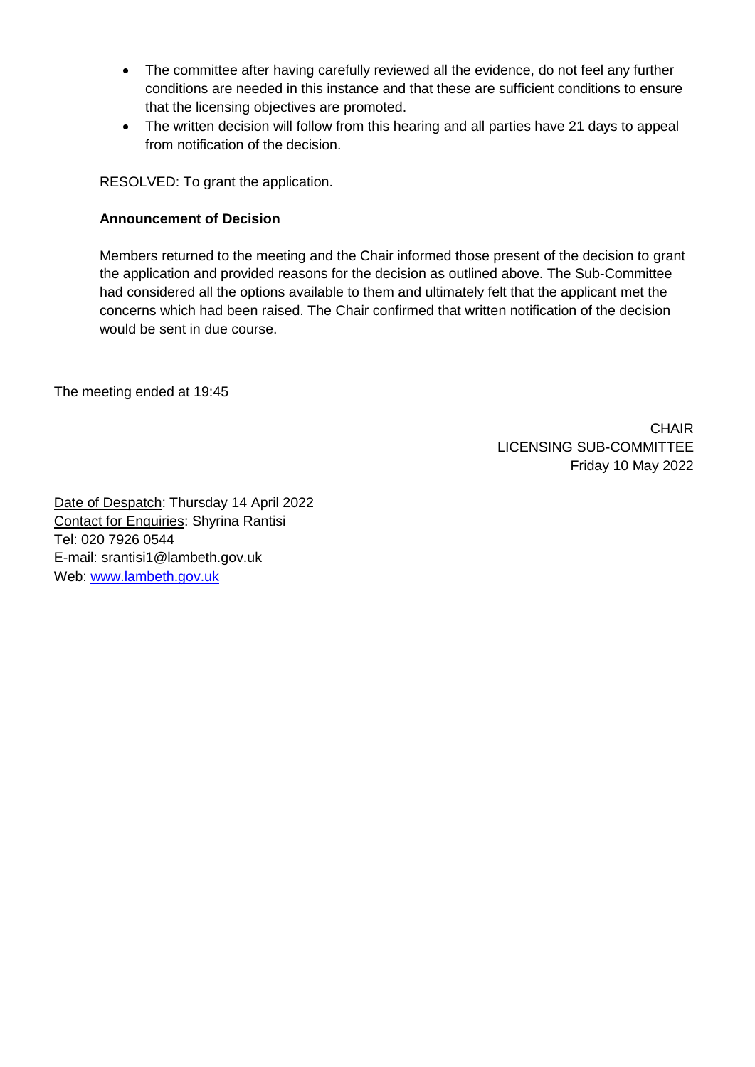- The committee after having carefully reviewed all the evidence, do not feel any further conditions are needed in this instance and that these are sufficient conditions to ensure that the licensing objectives are promoted.
- The written decision will follow from this hearing and all parties have 21 days to appeal from notification of the decision.

RESOLVED: To grant the application.

**Announcement of Decision**

Members returned to the meeting and the Chair informed those present of the decision to grant the application and provided reasons for the decision as outlined above. The Sub-Committee had considered all the options available to them and ultimately felt that the applicant met the concerns which had been raised. The Chair confirmed that written notification of the decision would be sent in due course.

The meeting ended at 19:45

CHAIR
LICENSING SUB-COMMITTEE
Friday 10 May 2022

Date of Despatch: Thursday 14 April 2022
Contact for Enquiries: Shyrina Rantisi
Tel: 020 7926 0544
E-mail: srantisi1@lambeth.gov.uk
Web: www.lambeth.gov.uk